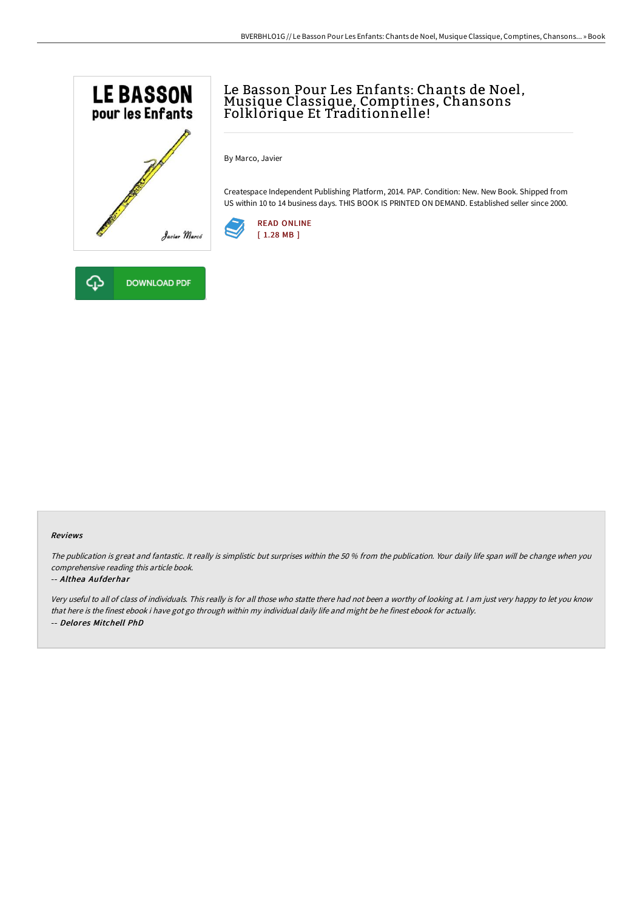# Le Basson Pour Les Enfants: Chants de Noel, Musique Classique, Comptines, Chansons Folklorique Et Traditionnelle!

By Marco, Javier

Createspace Independent Publishing Platform, 2014. PAP. Condition: New. New Book. Shipped from US within 10 to 14 business days. THIS BOOK IS PRINTED ON DEMAND. Established seller since 2000.

READ ONLINE
[ 1.28 MB ]

DOWNLOAD PDF

### Reviews

*The publication is great and fantastic. It really is simplistic but surprises within the 50 % from the publication. Your daily life span will be change when you comprehensive reading this article book.*

*-- Althea Aufderhar*

*Very useful to all of class of individuals. This really is for all those who statte there had not been a worthy of looking at. I am just very happy to let you know that here is the finest ebook i have got go through within my individual daily life and might be he finest ebook for actually.*

*-- Delores Mitchell PhD*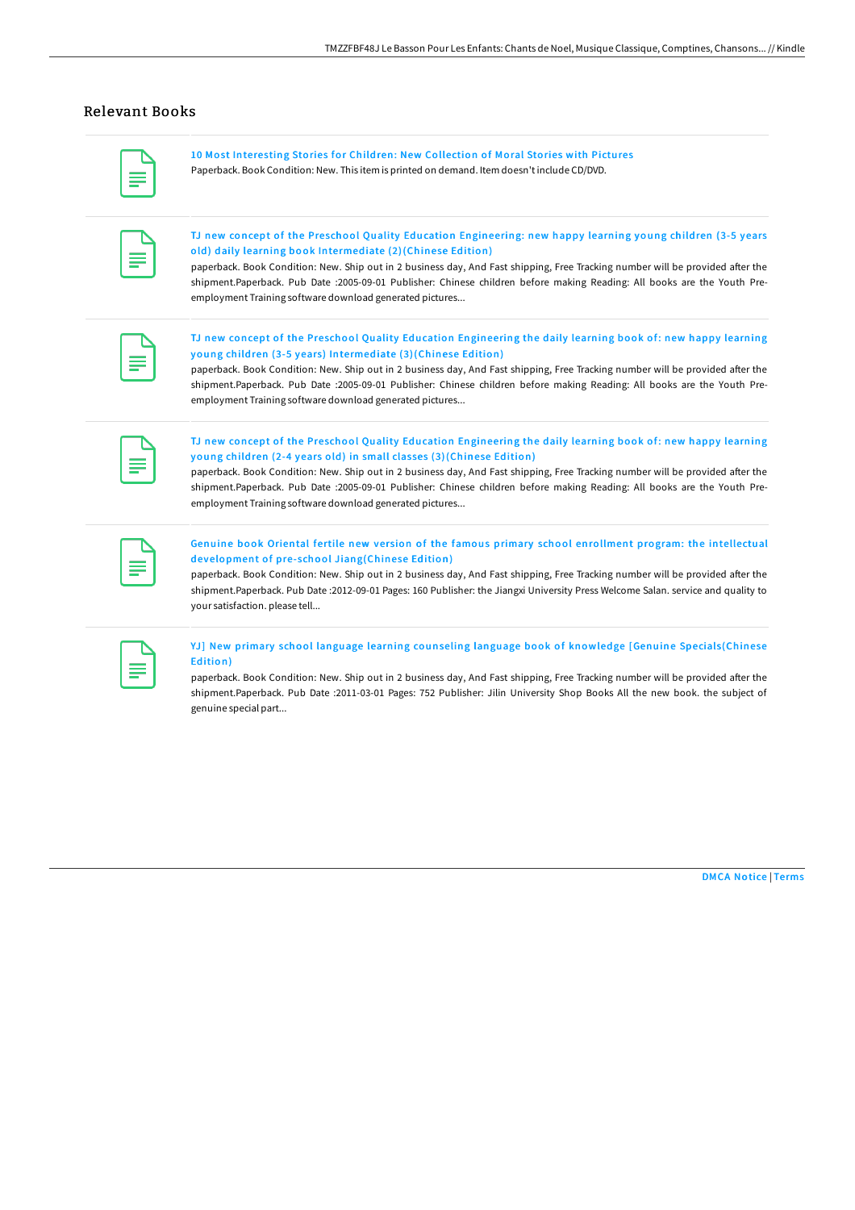## Relevant Books

10 Most Interesting Stories for Children: New Collection of Moral Stories with Pictures

Paperback. Book Condition: New. This item is printed on demand. Item doesn't include CD/DVD.

TJ new concept of the Preschool Quality Education Engineering: new happy learning young children (3-5 years old) daily learning book Intermediate (2)(Chinese Edition)

paperback. Book Condition: New. Ship out in 2 business day, And Fast shipping, Free Tracking number will be provided after the shipment.Paperback. Pub Date :2005-09-01 Publisher: Chinese children before making Reading: All books are the Youth Pre-employment Training software download generated pictures...

TJ new concept of the Preschool Quality Education Engineering the daily learning book of: new happy learning young children (3-5 years) Intermediate (3)(Chinese Edition)

paperback. Book Condition: New. Ship out in 2 business day, And Fast shipping, Free Tracking number will be provided after the shipment.Paperback. Pub Date :2005-09-01 Publisher: Chinese children before making Reading: All books are the Youth Pre-employment Training software download generated pictures...

TJ new concept of the Preschool Quality Education Engineering the daily learning book of: new happy learning young children (2-4 years old) in small classes (3)(Chinese Edition)

paperback. Book Condition: New. Ship out in 2 business day, And Fast shipping, Free Tracking number will be provided after the shipment.Paperback. Pub Date :2005-09-01 Publisher: Chinese children before making Reading: All books are the Youth Pre-employment Training software download generated pictures...

Genuine book Oriental fertile new version of the famous primary school enrollment program: the intellectual development of pre-school Jiang(Chinese Edition)

paperback. Book Condition: New. Ship out in 2 business day, And Fast shipping, Free Tracking number will be provided after the shipment.Paperback. Pub Date :2012-09-01 Pages: 160 Publisher: the Jiangxi University Press Welcome Salan. service and quality to your satisfaction. please tell...

YJ] New primary school language learning counseling language book of knowledge [Genuine Specials(Chinese Edition)

paperback. Book Condition: New. Ship out in 2 business day, And Fast shipping, Free Tracking number will be provided after the shipment.Paperback. Pub Date :2011-03-01 Pages: 752 Publisher: Jilin University Shop Books All the new book. the subject of genuine special part...

DMCA Notice | Terms